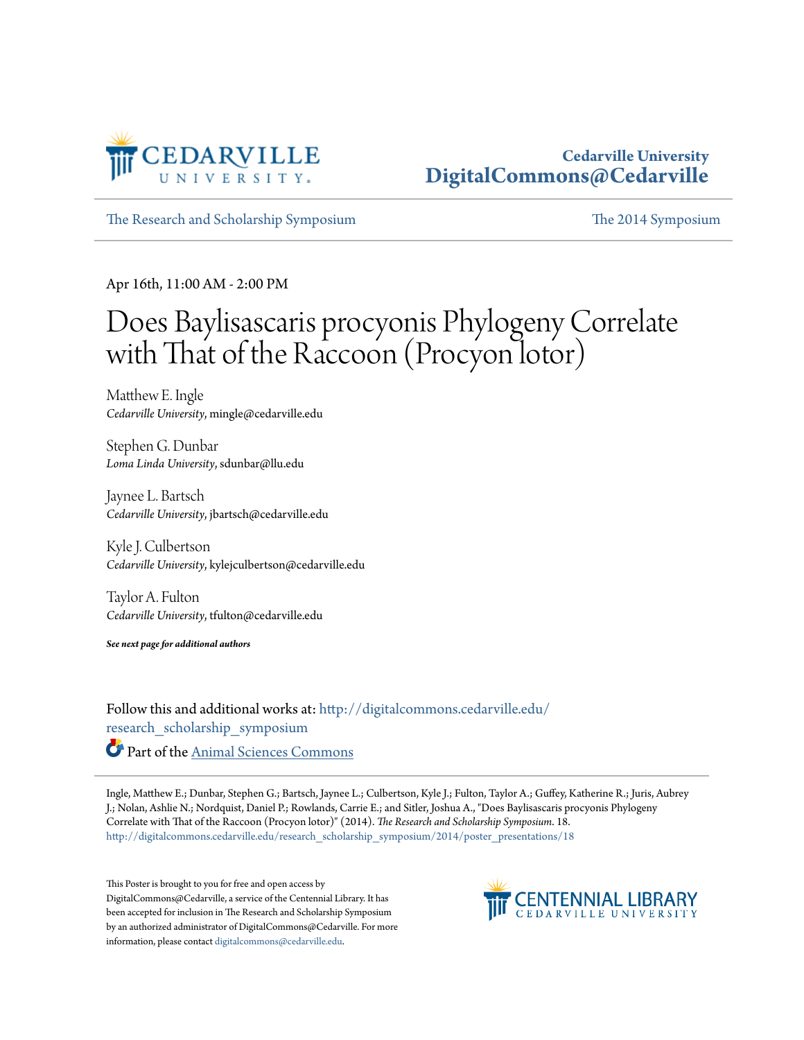Cedarville University
**DigitalCommons@Cedarville**

The Research and Scholarship Symposium | The 2014 Symposium

Apr 16th, 11:00 AM - 2:00 PM

# Does Baylisascaris procyonis Phylogeny Correlate with That of the Raccoon (Procyon lotor)

Matthew E. Ingle
*Cedarville University*, mingle@cedarville.edu

Stephen G. Dunbar
*Loma Linda University*, sdunbar@llu.edu

Jaynee L. Bartsch
*Cedarville University*, jbartsch@cedarville.edu

Kyle J. Culbertson
*Cedarville University*, kylejculbertson@cedarville.edu

Taylor A. Fulton
*Cedarville University*, tfulton@cedarville.edu

***See next page for additional authors***

Follow this and additional works at: http://digitalcommons.cedarville.edu/research_scholarship_symposium

Part of the Animal Sciences Commons

Ingle, Matthew E.; Dunbar, Stephen G.; Bartsch, Jaynee L.; Culbertson, Kyle J.; Fulton, Taylor A.; Guffey, Katherine R.; Juris, Aubrey J.; Nolan, Ashlie N.; Nordquist, Daniel P.; Rowlands, Carrie E.; and Sitler, Joshua A., "Does Baylisascaris procyonis Phylogeny Correlate with That of the Raccoon (Procyon lotor)" (2014). *The Research and Scholarship Symposium*. 18.
http://digitalcommons.cedarville.edu/research_scholarship_symposium/2014/poster_presentations/18

This Poster is brought to you for free and open access by DigitalCommons@Cedarville, a service of the Centennial Library. It has been accepted for inclusion in The Research and Scholarship Symposium by an authorized administrator of DigitalCommons@Cedarville. For more information, please contact digitalcommons@cedarville.edu.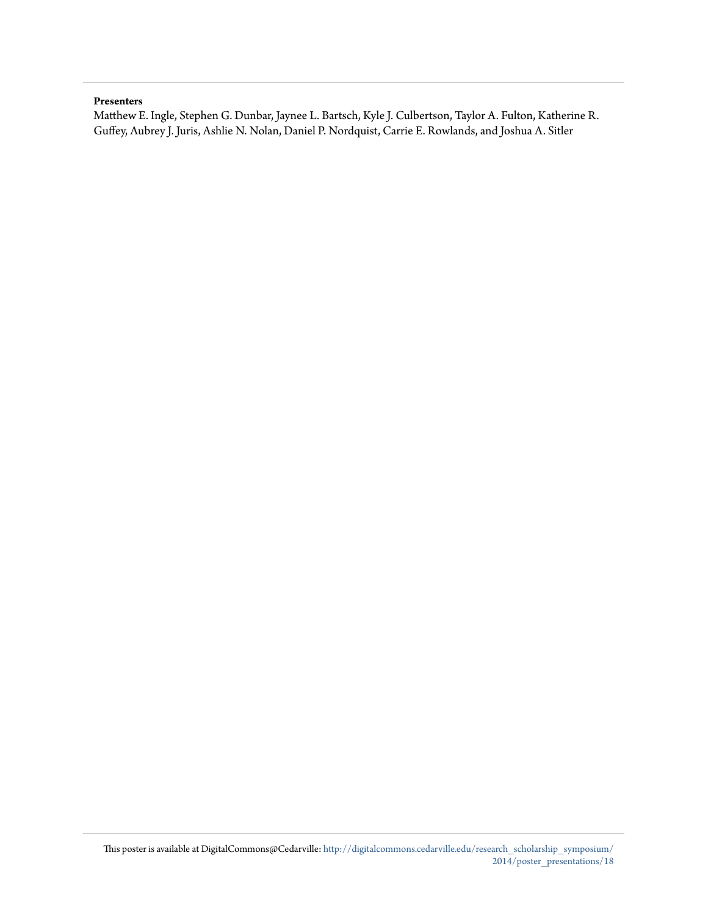**Presenters**

Matthew E. Ingle, Stephen G. Dunbar, Jaynee L. Bartsch, Kyle J. Culbertson, Taylor A. Fulton, Katherine R. Guffey, Aubrey J. Juris, Ashlie N. Nolan, Daniel P. Nordquist, Carrie E. Rowlands, and Joshua A. Sitler

This poster is available at DigitalCommons@Cedarville: http://digitalcommons.cedarville.edu/research_scholarship_symposium/2014/poster_presentations/18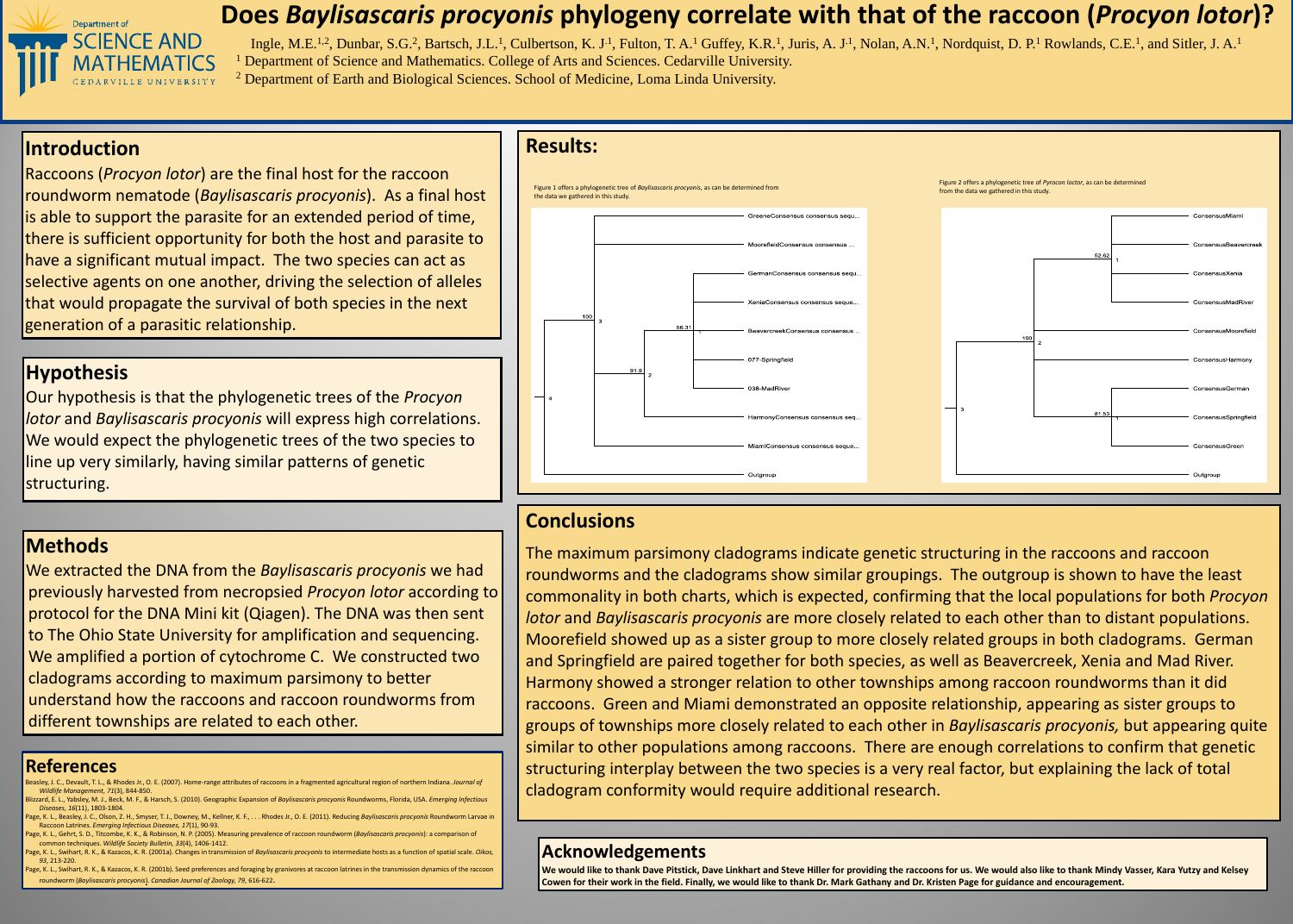# Does *Baylisascaris procyonis* phylogeny correlate with that of the raccoon (*Procyon lotor*)?

Department of SCIENCE AND MATHEMATICS — CEDARVILLE UNIVERSITY

Ingle, M.E.[1,2], Dunbar, S.G.[2], Bartsch, J.L.[1], Culbertson, K. J.[1], Fulton, T. A.[1] Guffey, K.R.[1], Juris, A. J.[1], Nolan, A.N.[1], Nordquist, D. P.[1] Rowlands, C.E.[1], and Sitler, J. A.[1]

[1] Department of Science and Mathematics. College of Arts and Sciences. Cedarville University.

[2] Department of Earth and Biological Sciences. School of Medicine, Loma Linda University.

## Introduction

Raccoons (*Procyon lotor*) are the final host for the raccoon roundworm nematode (*Baylisascaris procyonis*). As a final host is able to support the parasite for an extended period of time, there is sufficient opportunity for both the host and parasite to have a significant mutual impact. The two species can act as selective agents on one another, driving the selection of alleles that would propagate the survival of both species in the next generation of a parasitic relationship.

## Hypothesis

Our hypothesis is that the phylogenetic trees of the *Procyon lotor* and *Baylisascaris procyonis* will express high correlations. We would expect the phylogenetic trees of the two species to line up very similarly, having similar patterns of genetic structuring.

## Methods

We extracted the DNA from the *Baylisascaris procyonis* we had previously harvested from necropsied *Procyon lotor* according to protocol for the DNA Mini kit (Qiagen). The DNA was then sent to The Ohio State University for amplification and sequencing. We amplified a portion of cytochrome C. We constructed two cladograms according to maximum parsimony to better understand how the raccoons and raccoon roundworms from different townships are related to each other.

## References

Beasley, J. C., Devault, T. L., & Rhodes Jr., O. E. (2007). Home-range attributes of raccoons in a fragmented agricultural region of northern Indiana. *Journal of Wildlife Management, 71*(3), 844-850.

Blizzard, E. L., Yabsley, M. J., Beck, M. F., & Harsch, S. (2010). Geographic Expansion of *Baylisascaris procyonis* Roundworms, Florida, USA. *Emerging Infectious Diseases, 16*(11), 1803-1804.

Page, K. L., Beasley, J. C., Olson, Z. H., Smyser, T. J., Downey, M., Kellner, K. F., . . . Rhodes Jr., O. E. (2011). Reducing *Baylisascaris procyonis* Roundworm Larvae in Raccoon Latrines. *Emerging Infectious Diseases, 17*(1), 90-93.

Page, K. L., Gehrt, S. D., Titcombe, K. K., & Robinson, N. P. (2005). Measuring prevalence of raccoon roundworm (*Baylisascaris procyonis*): a comparison of common techniques. *Wildlife Society Bulletin, 33*(4), 1406-1412.

Page, K. L., Swihart, R. K., & Kazacos, K. R. (2001a). Changes in transmission of *Baylisascaris procyonis* to intermediate hosts as a function of spatial scale. *Oikos, 93*, 213-220.

Page, K. L., Swihart, R. K., & Kazacos, K. R. (2001b). Seed preferences and foraging by granivores at raccoon latrines in the transmission dynamics of the raccoon roundworm (*Baylisascaris procyonis*). *Canadian Journal of Zoology, 79*, 616-622.

## Results:

Figure 1 offers a phylogenetic tree of *Baylisascaris procyonis*, as can be determined from the data we gathered in this study.

GreeneConsensus consensus sequ...
MoorefieldConsensus consensus ...
GermanConsensus consensus sequ...
XeniaConsensus consensus seque...
BeavercreekConsensus consensus ...
077-Springfield
038-MadRiver
HarmonyConsensus consensus seq...
MiamiConsensus consensus seque...
Outgroup
100
3
56.31
1
91.9
2
4

Figure 2 offers a phylogenetic tree of *Pyrocon loctor*, as can be determined from the data we gathered in this study.

ConsensusMiami
ConsensusBeavercreek
ConsensusXenia
ConsensusMadRiver
ConsensusMoorefield
ConsensusHarmony
ConsensusGerman
ConsensusSpringfield
ConsensusGreen
Outgroup
52.62
1
100
2
81.53
1
3

## Conclusions

The maximum parsimony cladograms indicate genetic structuring in the raccoons and raccoon roundworms and the cladograms show similar groupings. The outgroup is shown to have the least commonality in both charts, which is expected, confirming that the local populations for both *Procyon lotor* and *Baylisascaris procyonis* are more closely related to each other than to distant populations. Moorefield showed up as a sister group to more closely related groups in both cladograms. German and Springfield are paired together for both species, as well as Beavercreek, Xenia and Mad River. Harmony showed a stronger relation to other townships among raccoon roundworms than it did raccoons. Green and Miami demonstrated an opposite relationship, appearing as sister groups to groups of townships more closely related to each other in *Baylisascaris procyonis,* but appearing quite similar to other populations among raccoons. There are enough correlations to confirm that genetic structuring interplay between the two species is a very real factor, but explaining the lack of total cladogram conformity would require additional research.

## Acknowledgements

**We would like to thank Dave Pitstick, Dave Linkhart and Steve Hiller for providing the raccoons for us. We would also like to thank Mindy Vasser, Kara Yutzy and Kelsey Cowen for their work in the field. Finally, we would like to thank Dr. Mark Gathany and Dr. Kristen Page for guidance and encouragement.**